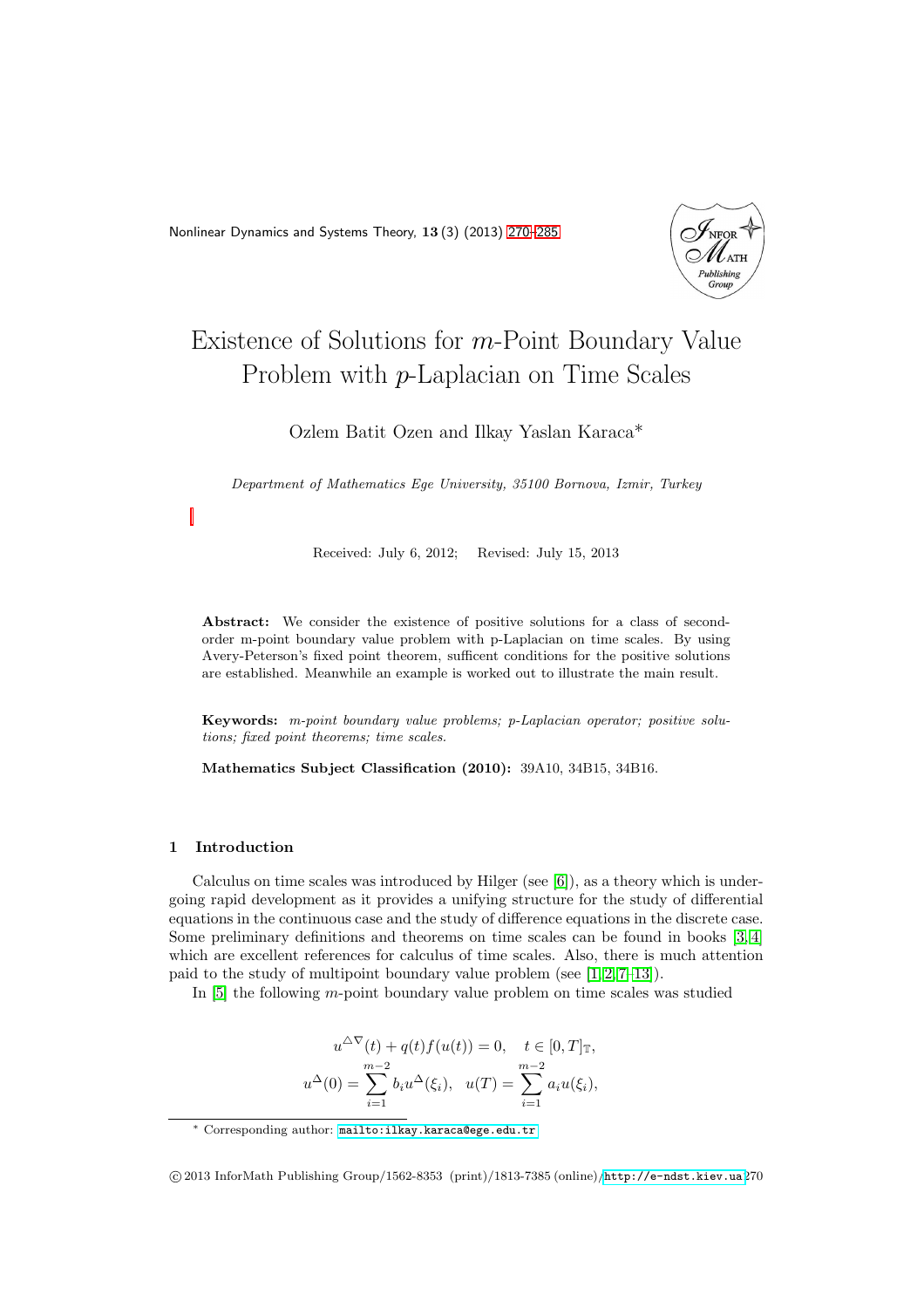# Existence of Solutions for $m$-Point Boundary Value Problem with $p$-Laplacian on Time Scales

Ozlem Batit Ozen and Ilkay Yaslan Karaca*

*Department of Mathematics Ege University, 35100 Bornova, Izmir, Turkey*

Received: July 6, 2012; Revised: July 15, 2013

**Abstract:** We consider the existence of positive solutions for a class of second-order m-point boundary value problem with p-Laplacian on time scales. By using Avery-Peterson's fixed point theorem, sufficent conditions for the positive solutions are established. Meanwhile an example is worked out to illustrate the main result.

**Keywords:** *m-point boundary value problems; p-Laplacian operator; positive solutions; fixed point theorems; time scales.*

**Mathematics Subject Classification (2010):** 39A10, 34B15, 34B16.

## 1 Introduction

Calculus on time scales was introduced by Hilger (see [6]), as a theory which is undergoing rapid development as it provides a unifying structure for the study of differential equations in the continuous case and the study of difference equations in the discrete case. Some preliminary definitions and theorems on time scales can be found in books [3, 4] which are excellent references for calculus of time scales. Also, there is much attention paid to the study of multipoint boundary value problem (see [1, 2, 7–13]).

In [5] the following $m$-point boundary value problem on time scales was studied

$$u^{\triangle\nabla}(t) + q(t)f(u(t)) = 0, \quad t \in [0,T]_{\mathbb{T}},$$
$$u^{\triangle}(0) = \sum_{i=1}^{m-2} b_i u^{\triangle}(\xi_i), \quad u(T) = \sum_{i=1}^{m-2} a_i u(\xi_i),$$

* Corresponding author: mailto:ilkay.karaca@ege.edu.tr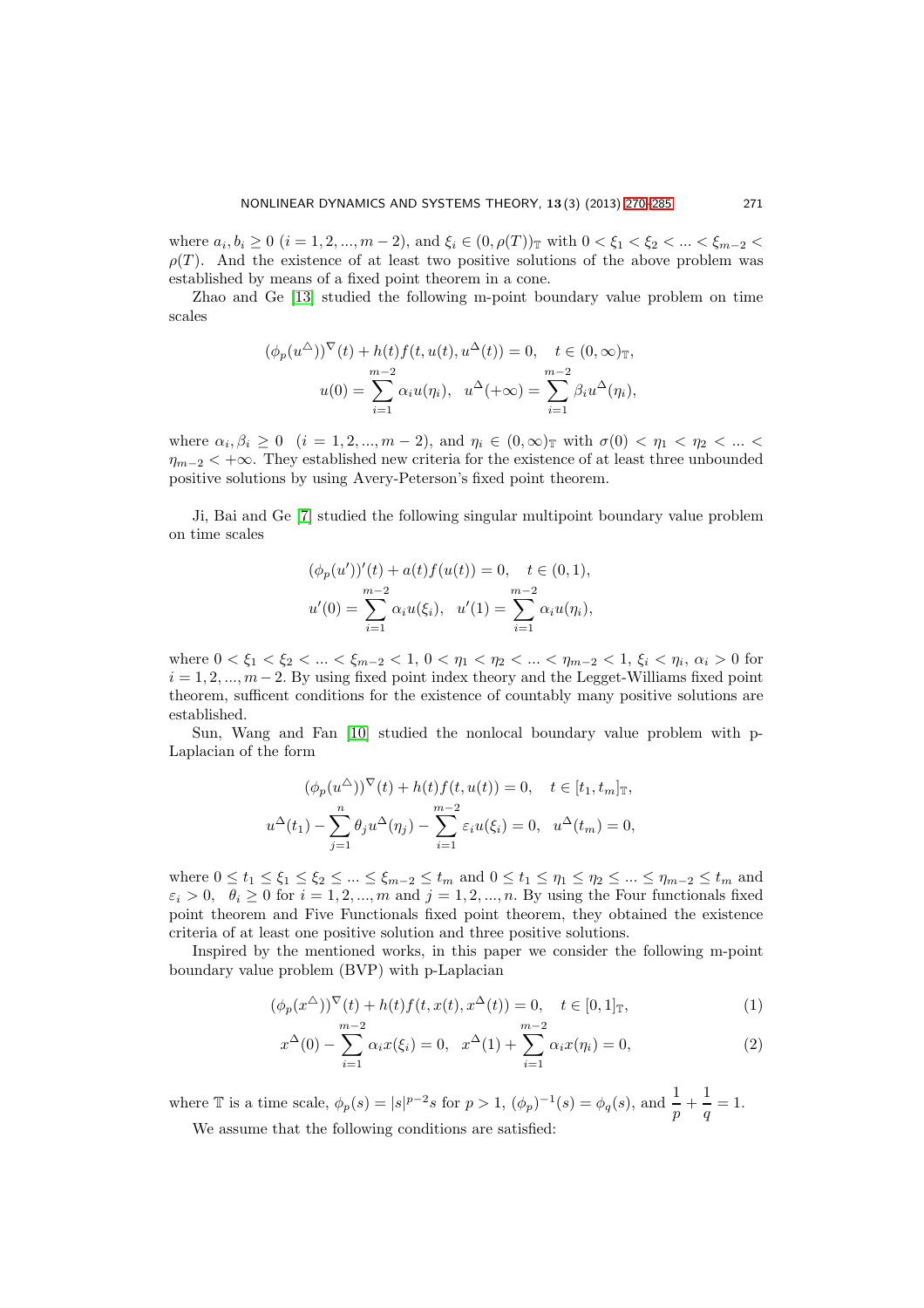where $a_i, b_i \geq 0$ $(i = 1, 2, ..., m-2)$, and $\xi_i \in (0, \rho(T))_{\mathbb{T}}$ with $0 < \xi_1 < \xi_2 < ... < \xi_{m-2} < \rho(T)$. And the existence of at least two positive solutions of the above problem was established by means of a fixed point theorem in a cone.

Zhao and Ge [13] studied the following m-point boundary value problem on time scales

$$(\phi_p(u^{\triangle}))^{\nabla}(t) + h(t)f(t, u(t), u^{\Delta}(t)) = 0, \quad t \in (0, \infty)_{\mathbb{T}},$$
$$u(0) = \sum_{i=1}^{m-2} \alpha_i u(\eta_i), \quad u^{\Delta}(+\infty) = \sum_{i=1}^{m-2} \beta_i u^{\Delta}(\eta_i),$$

where $\alpha_i, \beta_i \geq 0$ $(i = 1, 2, ..., m-2)$, and $\eta_i \in (0, \infty)_{\mathbb{T}}$ with $\sigma(0) < \eta_1 < \eta_2 < ... < \eta_{m-2} < +\infty$. They established new criteria for the existence of at least three unbounded positive solutions by using Avery-Peterson's fixed point theorem.

Ji, Bai and Ge [7] studied the following singular multipoint boundary value problem on time scales

$$(\phi_p(u'))'(t) + a(t)f(u(t)) = 0, \quad t \in (0, 1),$$
$$u'(0) = \sum_{i=1}^{m-2} \alpha_i u(\xi_i), \quad u'(1) = \sum_{i=1}^{m-2} \alpha_i u(\eta_i),$$

where $0 < \xi_1 < \xi_2 < ... < \xi_{m-2} < 1$, $0 < \eta_1 < \eta_2 < ... < \eta_{m-2} < 1$, $\xi_i < \eta_i$, $\alpha_i > 0$ for $i = 1, 2, ..., m-2$. By using fixed point index theory and the Legget-Williams fixed point theorem, sufficent conditions for the existence of countably many positive solutions are established.

Sun, Wang and Fan [10] studied the nonlocal boundary value problem with p-Laplacian of the form

$$(\phi_p(u^{\triangle}))^{\nabla}(t) + h(t)f(t, u(t)) = 0, \quad t \in [t_1, t_m]_{\mathbb{T}},$$
$$u^{\Delta}(t_1) - \sum_{j=1}^{n} \theta_j u^{\Delta}(\eta_j) - \sum_{i=1}^{m-2} \varepsilon_i u(\xi_i) = 0, \quad u^{\Delta}(t_m) = 0,$$

where $0 \leq t_1 \leq \xi_1 \leq \xi_2 \leq ... \leq \xi_{m-2} \leq t_m$ and $0 \leq t_1 \leq \eta_1 \leq \eta_2 \leq ... \leq \eta_{m-2} \leq t_m$ and $\varepsilon_i > 0$, $\theta_i \geq 0$ for $i = 1, 2, ..., m$ and $j = 1, 2, ..., n$. By using the Four functionals fixed point theorem and Five Functionals fixed point theorem, they obtained the existence criteria of at least one positive solution and three positive solutions.

Inspired by the mentioned works, in this paper we consider the following m-point boundary value problem (BVP) with p-Laplacian

$$(\phi_p(x^{\triangle}))^{\nabla}(t) + h(t)f(t, x(t), x^{\Delta}(t)) = 0, \quad t \in [0, 1]_{\mathbb{T}}, \tag{1}$$

$$x^{\Delta}(0) - \sum_{i=1}^{m-2} \alpha_i x(\xi_i) = 0, \quad x^{\Delta}(1) + \sum_{i=1}^{m-2} \alpha_i x(\eta_i) = 0, \tag{2}$$

where $\mathbb{T}$ is a time scale, $\phi_p(s) = |s|^{p-2}s$ for $p > 1$, $(\phi_p)^{-1}(s) = \phi_q(s)$, and $\dfrac{1}{p} + \dfrac{1}{q} = 1$.

We assume that the following conditions are satisfied: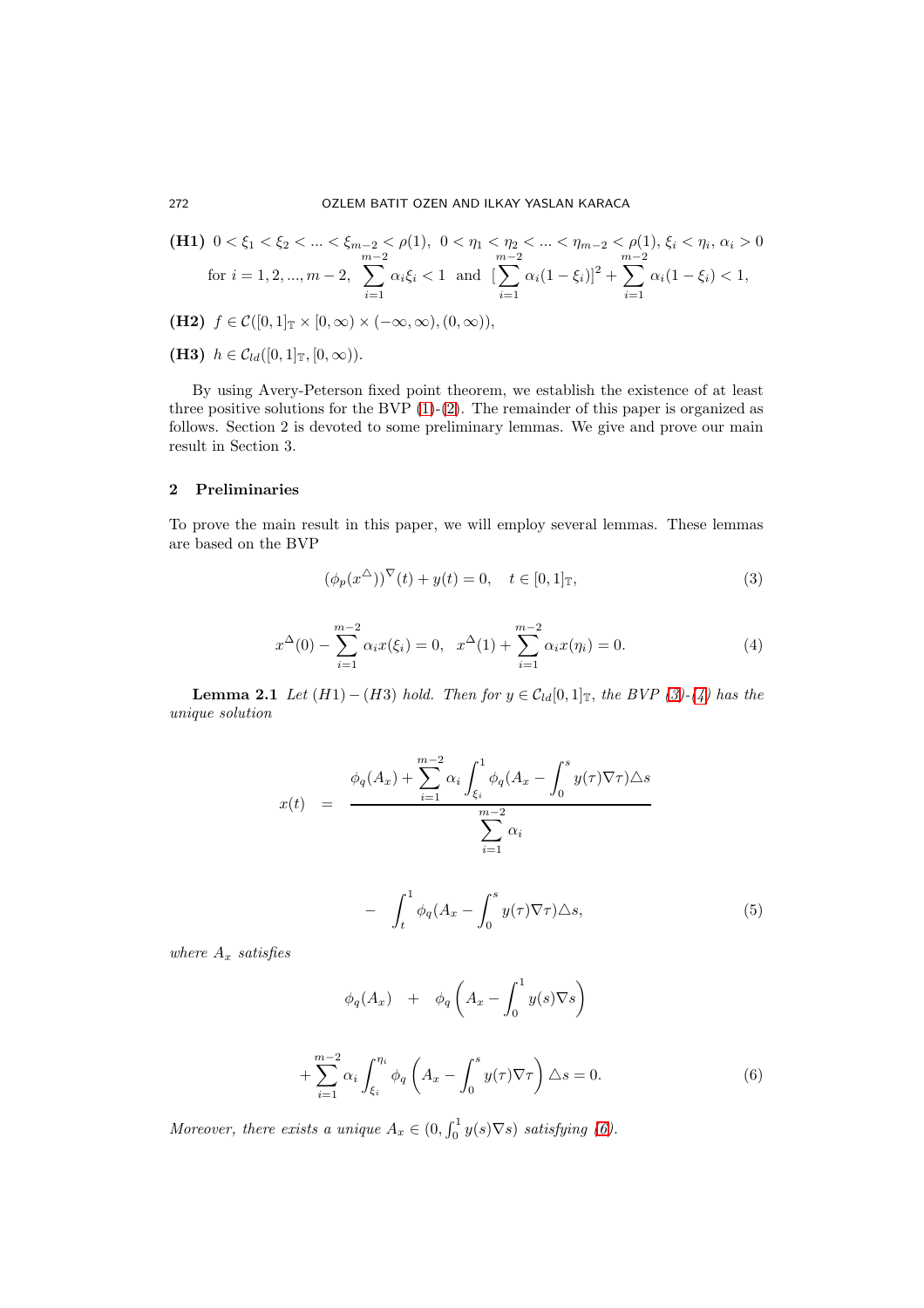**(H1)** $0 < \xi_1 < \xi_2 < ... < \xi_{m-2} < \rho(1)$, $0 < \eta_1 < \eta_2 < ... < \eta_{m-2} < \rho(1)$, $\xi_i < \eta_i$, $\alpha_i > 0$ for $i = 1, 2, ..., m-2$, $\sum_{i=1}^{m-2} \alpha_i \xi_i < 1$ and $[\sum_{i=1}^{m-2} \alpha_i (1-\xi_i)]^2 + \sum_{i=1}^{m-2} \alpha_i (1-\xi_i) < 1$,

**(H2)** $f \in \mathcal{C}([0,1]_{\mathbb{T}} \times [0,\infty) \times (-\infty,\infty), (0,\infty))$,

**(H3)** $h \in \mathcal{C}_{ld}([0,1]_{\mathbb{T}}, [0,\infty))$.

By using Avery-Peterson fixed point theorem, we establish the existence of at least three positive solutions for the BVP (1)-(2). The remainder of this paper is organized as follows. Section 2 is devoted to some preliminary lemmas. We give and prove our main result in Section 3.

## 2 Preliminaries

To prove the main result in this paper, we will employ several lemmas. These lemmas are based on the BVP

$$(\phi_p(x^{\triangle}))^{\nabla}(t) + y(t) = 0, \quad t \in [0,1]_{\mathbb{T}}, \tag{3}$$

$$x^{\Delta}(0) - \sum_{i=1}^{m-2} \alpha_i x(\xi_i) = 0, \quad x^{\Delta}(1) + \sum_{i=1}^{m-2} \alpha_i x(\eta_i) = 0. \tag{4}$$

**Lemma 2.1** *Let $(H1)-(H3)$ hold. Then for $y \in \mathcal{C}_{ld}[0,1]_{\mathbb{T}}$, the BVP (3)-(4) has the unique solution*

$$x(t) = \frac{\phi_q(A_x) + \sum_{i=1}^{m-2} \alpha_i \int_{\xi_i}^{1} \phi_q(A_x - \int_0^s y(\tau)\nabla\tau)\triangle s}{\sum_{i=1}^{m-2} \alpha_i} - \int_t^1 \phi_q(A_x - \int_0^s y(\tau)\nabla\tau)\triangle s, \tag{5}$$

*where $A_x$ satisfies*

$$\phi_q(A_x) + \phi_q\left(A_x - \int_0^1 y(s)\nabla s\right) + \sum_{i=1}^{m-2} \alpha_i \int_{\xi_i}^{\eta_i} \phi_q\left(A_x - \int_0^s y(\tau)\nabla\tau\right)\triangle s = 0. \tag{6}$$

*Moreover, there exists a unique $A_x \in (0, \int_0^1 y(s)\nabla s)$ satisfying (6).*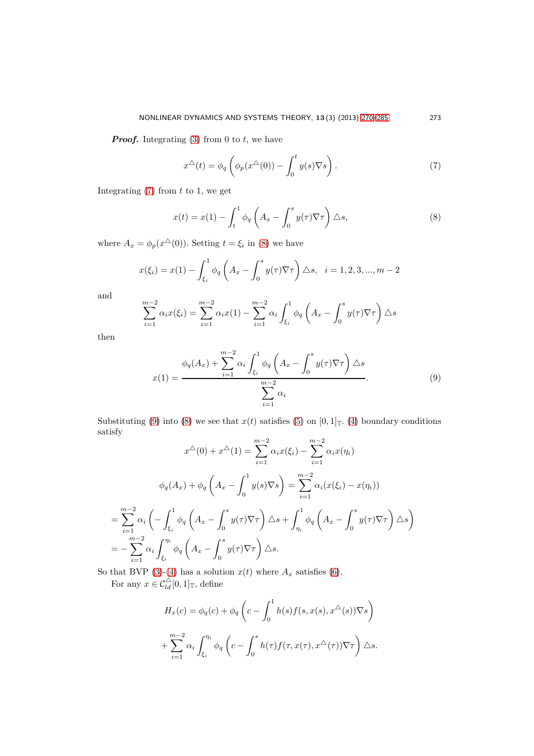***Proof.*** Integrating (3) from 0 to $t$, we have

$$x^{\triangle}(t) = \phi_q \left( \phi_p(x^{\triangle}(0)) - \int_0^t y(s) \nabla s \right). \tag{7}$$

Integrating (7) from $t$ to 1, we get

$$x(t) = x(1) - \int_t^1 \phi_q \left( A_x - \int_0^s y(\tau) \nabla \tau \right) \triangle s, \tag{8}$$

where $A_x = \phi_p(x^{\triangle}(0))$. Setting $t = \xi_i$ in (8) we have

$$x(\xi_i) = x(1) - \int_{\xi_i}^1 \phi_q \left( A_x - \int_0^s y(\tau) \nabla \tau \right) \triangle s, \quad i = 1, 2, 3, ..., m-2$$

and

$$\sum_{i=1}^{m-2} \alpha_i x(\xi_i) = \sum_{i=1}^{m-2} \alpha_i x(1) - \sum_{i=1}^{m-2} \alpha_i \int_{\xi_i}^1 \phi_q \left( A_x - \int_0^s y(\tau) \nabla \tau \right) \triangle s$$

then

$$x(1) = \frac{\phi_q(A_x) + \displaystyle\sum_{i=1}^{m-2} \alpha_i \int_{\xi_i}^1 \phi_q \left( A_x - \int_0^s y(\tau) \nabla \tau \right) \triangle s}{\displaystyle\sum_{i=1}^{m-2} \alpha_i}. \tag{9}$$

Substituting (9) into (8) we see that $x(t)$ satisfies (5) on $[0,1]_{\mathbb{T}}$. (4) boundary conditions satisfy

$$x^{\triangle}(0) + x^{\triangle}(1) = \sum_{i=1}^{m-2} \alpha_i x(\xi_i) - \sum_{i=1}^{m-2} \alpha_i x(\eta_i)$$

$$\phi_q(A_x) + \phi_q \left( A_x - \int_0^1 y(s) \nabla s \right) = \sum_{i=1}^{m-2} \alpha_i (x(\xi_i) - x(\eta_i))$$

$$= \sum_{i=1}^{m-2} \alpha_i \left( - \int_{\xi_i}^1 \phi_q \left( A_x - \int_0^s y(\tau) \nabla \tau \right) \triangle s + \int_{\eta_i}^1 \phi_q \left( A_x - \int_0^s y(\tau) \nabla \tau \right) \triangle s \right)$$

$$= - \sum_{i=1}^{m-2} \alpha_i \int_{\xi_i}^{\eta_i} \phi_q \left( A_x - \int_0^s y(\tau) \nabla \tau \right) \triangle s.$$

So that BVP (3)-(4) has a solution $x(t)$ where $A_x$ satisfies (6).

For any $x \in \mathcal{C}_{ld}^{\triangle}[0,1]_{\mathbb{T}}$, define

$$H_x(c) = \phi_q(c) + \phi_q \left( c - \int_0^1 h(s) f(s, x(s), x^{\triangle}(s)) \nabla s \right)$$

$$+ \sum_{i=1}^{m-2} \alpha_i \int_{\xi_i}^{\eta_i} \phi_q \left( c - \int_0^s h(\tau) f(\tau, x(\tau), x^{\triangle}(\tau)) \nabla \tau \right) \triangle s.$$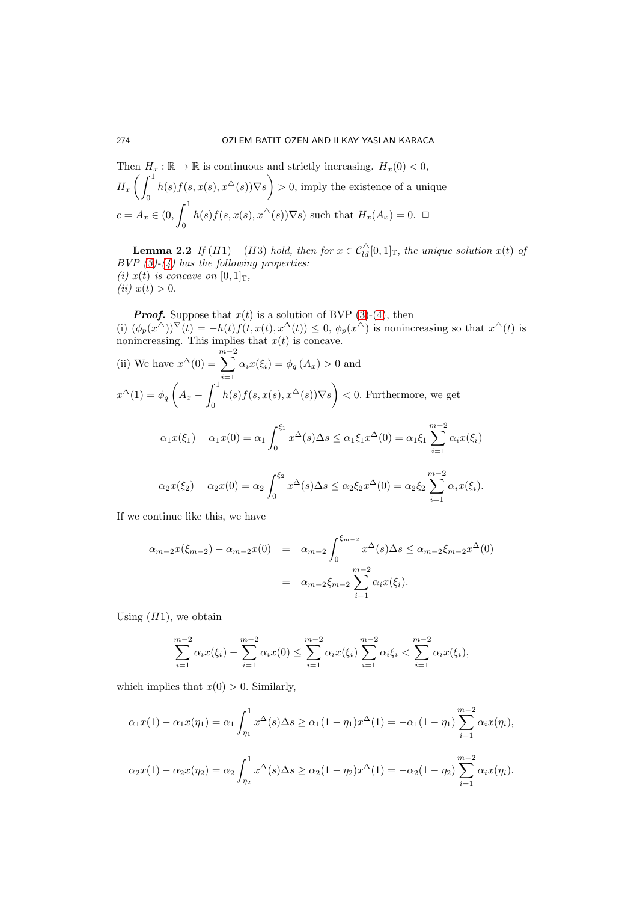Then $H_x : \mathbb{R} \to \mathbb{R}$ is continuous and strictly increasing. $H_x(0) < 0$,
$H_x\left(\int_0^1 h(s)f(s, x(s), x^{\triangle}(s))\nabla s\right) > 0$, imply the existence of a unique
$c = A_x \in (0, \int_0^1 h(s)f(s, x(s), x^{\triangle}(s))\nabla s)$ such that $H_x(A_x) = 0$. $\square$

**Lemma 2.2** *If $(H1)-(H3)$ hold, then for $x \in \mathcal{C}_{ld}^{\triangle}[0,1]_{\mathbb{T}}$, the unique solution $x(t)$ of BVP (3)-(4) has the following properties:*
*(i) $x(t)$ is concave on $[0,1]_{\mathbb{T}}$,*
*(ii) $x(t) > 0$.*

***Proof.*** Suppose that $x(t)$ is a solution of BVP (3)-(4), then
(i) $(\phi_p(x^{\triangle}))^{\nabla}(t) = -h(t)f(t, x(t), x^{\triangle}(t)) \leq 0$, $\phi_p(x^{\triangle})$ is nonincreasing so that $x^{\triangle}(t)$ is nonincreasing. This implies that $x(t)$ is concave.

(ii) We have $x^{\Delta}(0) = \sum_{i=1}^{m-2} \alpha_i x(\xi_i) = \phi_q(A_x) > 0$ and
$x^{\Delta}(1) = \phi_q\left(A_x - \int_0^1 h(s)f(s, x(s), x^{\triangle}(s))\nabla s\right) < 0$. Furthermore, we get

$$\alpha_1 x(\xi_1) - \alpha_1 x(0) = \alpha_1 \int_0^{\xi_1} x^{\Delta}(s)\Delta s \leq \alpha_1 \xi_1 x^{\Delta}(0) = \alpha_1 \xi_1 \sum_{i=1}^{m-2} \alpha_i x(\xi_i)$$

$$\alpha_2 x(\xi_2) - \alpha_2 x(0) = \alpha_2 \int_0^{\xi_2} x^{\Delta}(s)\Delta s \leq \alpha_2 \xi_2 x^{\Delta}(0) = \alpha_2 \xi_2 \sum_{i=1}^{m-2} \alpha_i x(\xi_i).$$

If we continue like this, we have

$$\begin{aligned} \alpha_{m-2} x(\xi_{m-2}) - \alpha_{m-2} x(0) &= \alpha_{m-2} \int_0^{\xi_{m-2}} x^{\Delta}(s)\Delta s \leq \alpha_{m-2}\xi_{m-2} x^{\Delta}(0) \\ &= \alpha_{m-2}\xi_{m-2} \sum_{i=1}^{m-2} \alpha_i x(\xi_i). \end{aligned}$$

Using $(H1)$, we obtain

$$\sum_{i=1}^{m-2} \alpha_i x(\xi_i) - \sum_{i=1}^{m-2} \alpha_i x(0) \leq \sum_{i=1}^{m-2} \alpha_i x(\xi_i) \sum_{i=1}^{m-2} \alpha_i \xi_i < \sum_{i=1}^{m-2} \alpha_i x(\xi_i),$$

which implies that $x(0) > 0$. Similarly,

$$\alpha_1 x(1) - \alpha_1 x(\eta_1) = \alpha_1 \int_{\eta_1}^1 x^{\Delta}(s)\Delta s \geq \alpha_1(1-\eta_1)x^{\Delta}(1) = -\alpha_1(1-\eta_1)\sum_{i=1}^{m-2} \alpha_i x(\eta_i),$$

$$\alpha_2 x(1) - \alpha_2 x(\eta_2) = \alpha_2 \int_{\eta_2}^1 x^{\Delta}(s)\Delta s \geq \alpha_2(1-\eta_2)x^{\Delta}(1) = -\alpha_2(1-\eta_2)\sum_{i=1}^{m-2} \alpha_i x(\eta_i).$$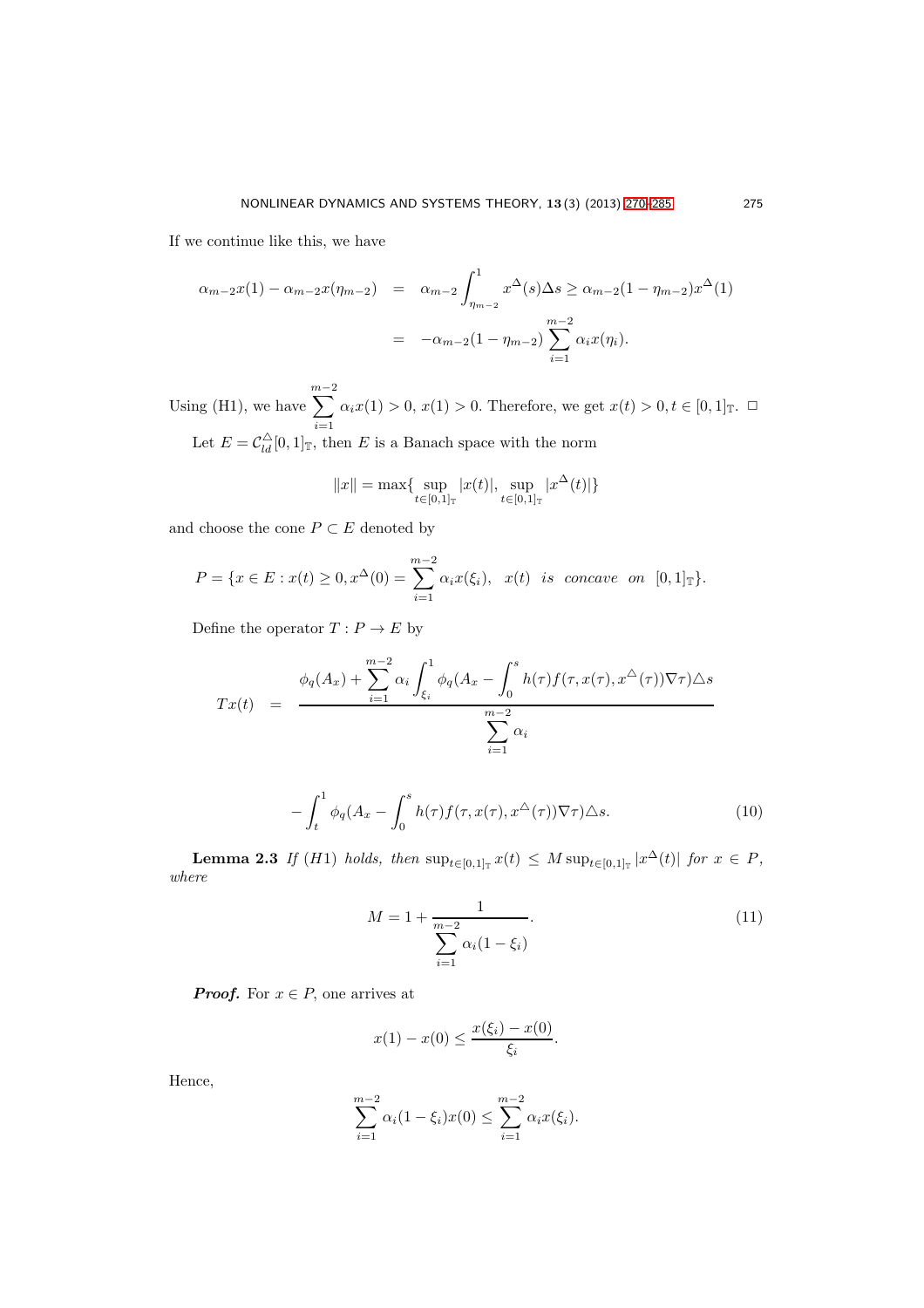If we continue like this, we have

$$\begin{aligned}
\alpha_{m-2}x(1) - \alpha_{m-2}x(\eta_{m-2}) &= \alpha_{m-2}\int_{\eta_{m-2}}^{1} x^{\Delta}(s)\Delta s \geq \alpha_{m-2}(1-\eta_{m-2})x^{\Delta}(1) \\
&= -\alpha_{m-2}(1-\eta_{m-2})\sum_{i=1}^{m-2}\alpha_i x(\eta_i).
\end{aligned}$$

Using (H1), we have $\sum_{i=1}^{m-2}\alpha_i x(1) > 0$, $x(1) > 0$. Therefore, we get $x(t) > 0, t \in [0,1]_{\mathbb{T}}$. □

Let $E = \mathcal{C}_{ld}^{\triangle}[0,1]_{\mathbb{T}}$, then $E$ is a Banach space with the norm

$$\|x\| = \max\{\sup_{t\in[0,1]_{\mathbb{T}}} |x(t)|, \sup_{t\in[0,1]_{\mathbb{T}}} |x^{\Delta}(t)|\}$$

and choose the cone $P \subset E$ denoted by

$$P = \{x \in E : x(t) \geq 0, x^{\Delta}(0) = \sum_{i=1}^{m-2}\alpha_i x(\xi_i), \quad x(t) \;\; is \;\; concave \;\; on \;\; [0,1]_{\mathbb{T}}\}.$$

Define the operator $T : P \to E$ by

$$\begin{aligned}
Tx(t) \;\; &= \;\; \frac{\phi_q(A_x) + \sum_{i=1}^{m-2}\alpha_i \int_{\xi_i}^{1} \phi_q(A_x - \int_0^s h(\tau)f(\tau, x(\tau), x^{\triangle}(\tau))\nabla\tau)\triangle s}{\sum_{i=1}^{m-2}\alpha_i} \\
&\quad - \int_t^1 \phi_q(A_x - \int_0^s h(\tau)f(\tau, x(\tau), x^{\triangle}(\tau))\nabla\tau)\triangle s. \qquad (10)
\end{aligned}$$

**Lemma 2.3** *If* $(H1)$ *holds, then* $\sup_{t\in[0,1]_{\mathbb{T}}} x(t) \leq M \sup_{t\in[0,1]_{\mathbb{T}}} |x^{\Delta}(t)|$ *for* $x \in P$*, where*

$$M = 1 + \frac{1}{\sum_{i=1}^{m-2}\alpha_i(1-\xi_i)}. \qquad (11)$$

***Proof.*** For $x \in P$, one arrives at

$$x(1) - x(0) \leq \frac{x(\xi_i) - x(0)}{\xi_i}.$$

Hence,

$$\sum_{i=1}^{m-2}\alpha_i(1-\xi_i)x(0) \leq \sum_{i=1}^{m-2}\alpha_i x(\xi_i).$$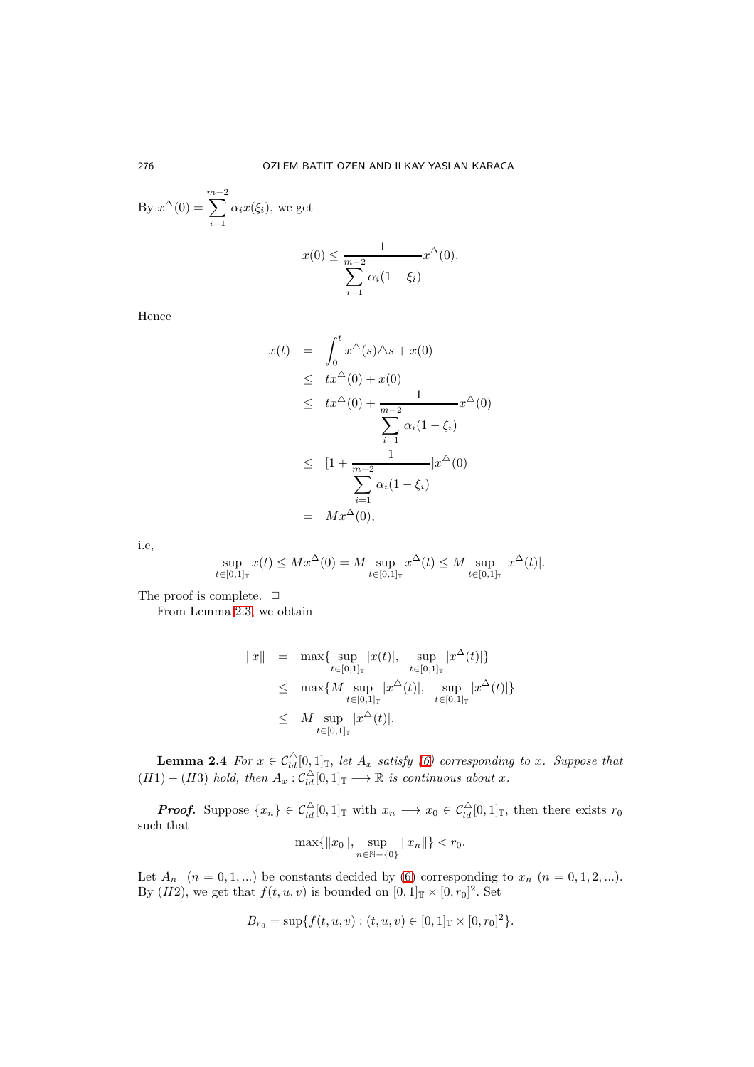By $x^{\Delta}(0) = \sum_{i=1}^{m-2} \alpha_i x(\xi_i)$, we get

$$x(0) \leq \frac{1}{\sum_{i=1}^{m-2} \alpha_i (1-\xi_i)} x^{\Delta}(0).$$

Hence

$$\begin{aligned}
x(t) &= \int_0^t x^{\triangle}(s) \triangle s + x(0) \\
&\leq tx^{\triangle}(0) + x(0) \\
&\leq tx^{\triangle}(0) + \frac{1}{\sum_{i=1}^{m-2} \alpha_i (1-\xi_i)} x^{\triangle}(0) \\
&\leq [1 + \frac{1}{\sum_{i=1}^{m-2} \alpha_i (1-\xi_i)}] x^{\triangle}(0) \\
&= Mx^{\Delta}(0),
\end{aligned}$$

i.e,

$$\sup_{t \in [0,1]_{\mathbb{T}}} x(t) \leq Mx^{\Delta}(0) = M \sup_{t \in [0,1]_{\mathbb{T}}} x^{\Delta}(t) \leq M \sup_{t \in [0,1]_{\mathbb{T}}} |x^{\Delta}(t)|.$$

The proof is complete. $\square$

From Lemma 2.3, we obtain

$$\begin{aligned}
\|x\| &= \max\{\sup_{t \in [0,1]_{\mathbb{T}}} |x(t)|, \sup_{t \in [0,1]_{\mathbb{T}}} |x^{\Delta}(t)|\} \\
&\leq \max\{M \sup_{t \in [0,1]_{\mathbb{T}}} |x^{\triangle}(t)|, \sup_{t \in [0,1]_{\mathbb{T}}} |x^{\Delta}(t)|\} \\
&\leq M \sup_{t \in [0,1]_{\mathbb{T}}} |x^{\triangle}(t)|.
\end{aligned}$$

**Lemma 2.4** *For $x \in \mathcal{C}_{ld}^{\triangle}[0,1]_{\mathbb{T}}$, let $A_x$ satisfy (6) corresponding to $x$. Suppose that $(H1)-(H3)$ hold, then $A_x : \mathcal{C}_{ld}^{\triangle}[0,1]_{\mathbb{T}} \longrightarrow \mathbb{R}$ is continuous about $x$.*

***Proof.*** Suppose $\{x_n\} \in \mathcal{C}_{ld}^{\triangle}[0,1]_{\mathbb{T}}$ with $x_n \longrightarrow x_0 \in \mathcal{C}_{ld}^{\triangle}[0,1]_{\mathbb{T}}$, then there exists $r_0$ such that

$$\max\{\|x_0\|, \sup_{n \in \mathbb{N}-\{0\}} \|x_n\|\} < r_0.$$

Let $A_n \ \ (n = 0, 1, ...)$ be constants decided by (6) corresponding to $x_n \ (n = 0, 1, 2, ...)$. By $(H2)$, we get that $f(t, u, v)$ is bounded on $[0,1]_{\mathbb{T}} \times [0, r_0]^2$. Set

$$B_{r_0} = \sup\{f(t, u, v) : (t, u, v) \in [0,1]_{\mathbb{T}} \times [0, r_0]^2\}.$$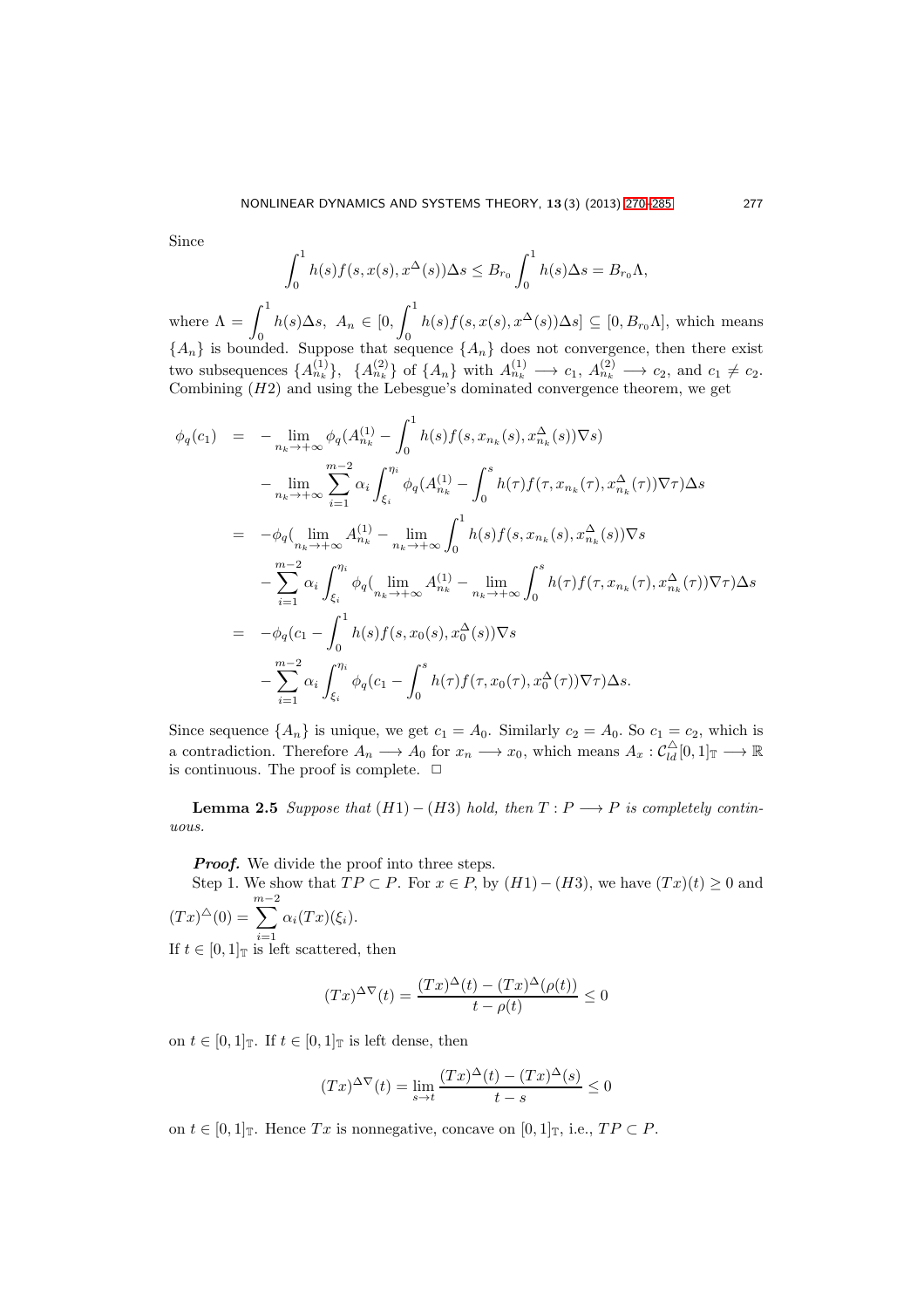Since

$$\int_0^1 h(s)f(s,x(s),x^{\Delta}(s))\Delta s \leq B_{r_0}\int_0^1 h(s)\Delta s = B_{r_0}\Lambda,$$

where $\Lambda = \displaystyle\int_0^1 h(s)\Delta s$, $A_n \in [0, \displaystyle\int_0^1 h(s)f(s,x(s),x^{\Delta}(s))\Delta s] \subseteq [0, B_{r_0}\Lambda]$, which means $\{A_n\}$ is bounded. Suppose that sequence $\{A_n\}$ does not convergence, then there exist two subsequences $\{A_{n_k}^{(1)}\}$, $\{A_{n_k}^{(2)}\}$ of $\{A_n\}$ with $A_{n_k}^{(1)} \longrightarrow c_1$, $A_{n_k}^{(2)} \longrightarrow c_2$, and $c_1 \neq c_2$. Combining $(H2)$ and using the Lebesgue's dominated convergence theorem, we get

$$\begin{aligned}
\phi_q(c_1) &= -\lim_{n_k\to+\infty}\phi_q(A_{n_k}^{(1)} - \int_0^1 h(s)f(s,x_{n_k}(s),x_{n_k}^{\Delta}(s))\nabla s) \\
&\quad -\lim_{n_k\to+\infty}\sum_{i=1}^{m-2}\alpha_i\int_{\xi_i}^{\eta_i}\phi_q(A_{n_k}^{(1)} - \int_0^s h(\tau)f(\tau,x_{n_k}(\tau),x_{n_k}^{\Delta}(\tau))\nabla\tau)\Delta s \\
&= -\phi_q(\lim_{n_k\to+\infty}A_{n_k}^{(1)} - \lim_{n_k\to+\infty}\int_0^1 h(s)f(s,x_{n_k}(s),x_{n_k}^{\Delta}(s))\nabla s) \\
&\quad -\sum_{i=1}^{m-2}\alpha_i\int_{\xi_i}^{\eta_i}\phi_q(\lim_{n_k\to+\infty}A_{n_k}^{(1)} - \lim_{n_k\to+\infty}\int_0^s h(\tau)f(\tau,x_{n_k}(\tau),x_{n_k}^{\Delta}(\tau))\nabla\tau)\Delta s \\
&= -\phi_q(c_1 - \int_0^1 h(s)f(s,x_0(s),x_0^{\Delta}(s))\nabla s) \\
&\quad -\sum_{i=1}^{m-2}\alpha_i\int_{\xi_i}^{\eta_i}\phi_q(c_1 - \int_0^s h(\tau)f(\tau,x_0(\tau),x_0^{\Delta}(\tau))\nabla\tau)\Delta s.
\end{aligned}$$

Since sequence $\{A_n\}$ is unique, we get $c_1 = A_0$. Similarly $c_2 = A_0$. So $c_1 = c_2$, which is a contradiction. Therefore $A_n \longrightarrow A_0$ for $x_n \longrightarrow x_0$, which means $A_x : \mathcal{C}_{ld}^{\triangle}[0,1]_{\mathbb{T}} \longrightarrow \mathbb{R}$ is continuous. The proof is complete. □

**Lemma 2.5** *Suppose that $(H1)-(H3)$ hold, then $T : P \longrightarrow P$ is completely continuous.*

***Proof.*** We divide the proof into three steps.

Step 1. We show that $TP \subset P$. For $x \in P$, by $(H1)-(H3)$, we have $(Tx)(t) \geq 0$ and $(Tx)^{\triangle}(0) = \displaystyle\sum_{i=1}^{m-2}\alpha_i(Tx)(\xi_i)$.

If $t \in [0,1]_{\mathbb{T}}$ is left scattered, then

$$(Tx)^{\Delta\nabla}(t) = \frac{(Tx)^{\Delta}(t) - (Tx)^{\Delta}(\rho(t))}{t-\rho(t)} \leq 0$$

on $t \in [0,1]_{\mathbb{T}}$. If $t \in [0,1]_{\mathbb{T}}$ is left dense, then

$$(Tx)^{\Delta\nabla}(t) = \lim_{s\to t}\frac{(Tx)^{\Delta}(t) - (Tx)^{\Delta}(s)}{t-s} \leq 0$$

on $t \in [0,1]_{\mathbb{T}}$. Hence $Tx$ is nonnegative, concave on $[0,1]_{\mathbb{T}}$, i.e., $TP \subset P$.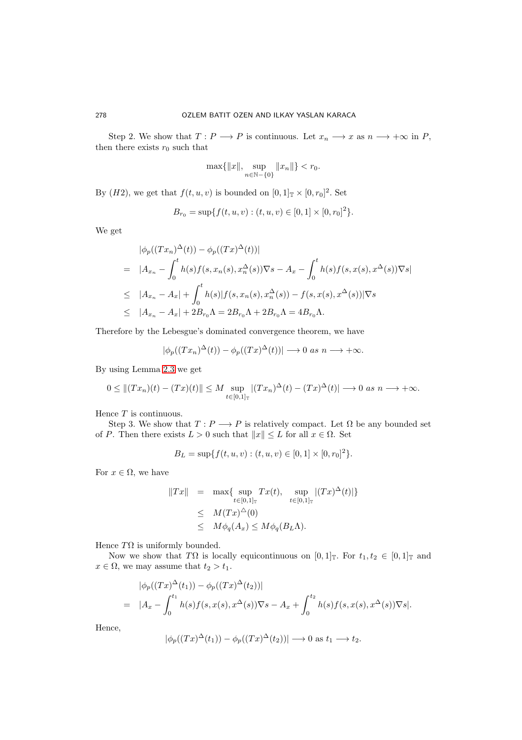Step 2. We show that $T : P \longrightarrow P$ is continuous. Let $x_n \longrightarrow x$ as $n \longrightarrow +\infty$ in $P$, then there exists $r_0$ such that

$$\max\{\|x\|, \sup_{n\in\mathbb{N}-\{0\}} \|x_n\|\} < r_0.$$

By $(H2)$, we get that $f(t, u, v)$ is bounded on $[0, 1]_{\mathbb{T}} \times [0, r_0]^2$. Set

$$B_{r_0} = \sup\{f(t, u, v) : (t, u, v) \in [0, 1] \times [0, r_0]^2\}.$$

We get

$$\begin{aligned}
& |\phi_p((Tx_n)^{\Delta}(t)) - \phi_p((Tx)^{\Delta}(t))| \\
= \;& |A_{x_n} - \int_0^t h(s)f(s, x_n(s), x_n^{\Delta}(s))\nabla s - A_x - \int_0^t h(s)f(s, x(s), x^{\Delta}(s))\nabla s| \\
\leq \;& |A_{x_n} - A_x| + \int_0^t h(s)|f(s, x_n(s), x_n^{\Delta}(s)) - f(s, x(s), x^{\Delta}(s))|\nabla s \\
\leq \;& |A_{x_n} - A_x| + 2B_{r_0}\Lambda = 2B_{r_0}\Lambda + 2B_{r_0}\Lambda = 4B_{r_0}\Lambda.
\end{aligned}$$

Therefore by the Lebesgue's dominated convergence theorem, we have

$$|\phi_p((Tx_n)^{\Delta}(t)) - \phi_p((Tx)^{\Delta}(t))| \longrightarrow 0 \text{ as } n \longrightarrow +\infty.$$

By using Lemma 2.3 we get

$$0 \leq \|(Tx_n)(t) - (Tx)(t)\| \leq M \sup_{t\in[0,1]_{\mathbb{T}}} |(Tx_n)^{\Delta}(t) - (Tx)^{\Delta}(t)| \longrightarrow 0 \text{ as } n \longrightarrow +\infty.$$

Hence $T$ is continuous.

Step 3. We show that $T : P \longrightarrow P$ is relatively compact. Let $\Omega$ be any bounded set of $P$. Then there exists $L > 0$ such that $\|x\| \leq L$ for all $x \in \Omega$. Set

$$B_L = \sup\{f(t, u, v) : (t, u, v) \in [0, 1] \times [0, r_0]^2\}.$$

For $x \in \Omega$, we have

$$\begin{aligned}
\|Tx\| &= \max\{\sup_{t\in[0,1]_{\mathbb{T}}} Tx(t), \sup_{t\in[0,1]_{\mathbb{T}}} |(Tx)^{\Delta}(t)|\} \\
&\leq M(Tx)^{\Delta}(0) \\
&\leq M\phi_q(A_x) \leq M\phi_q(B_L\Lambda).
\end{aligned}$$

Hence $T\Omega$ is uniformly bounded.

Now we show that $T\Omega$ is locally equicontinuous on $[0, 1]_{\mathbb{T}}$. For $t_1, t_2 \in [0, 1]_{\mathbb{T}}$ and $x \in \Omega$, we may assume that $t_2 > t_1$.

$$\begin{aligned}
& |\phi_p((Tx)^{\Delta}(t_1)) - \phi_p((Tx)^{\Delta}(t_2))| \\
= \;& |A_x - \int_0^{t_1} h(s)f(s, x(s), x^{\Delta}(s))\nabla s - A_x + \int_0^{t_2} h(s)f(s, x(s), x^{\Delta}(s))\nabla s|.
\end{aligned}$$

Hence,

$$|\phi_p((Tx)^{\Delta}(t_1)) - \phi_p((Tx)^{\Delta}(t_2))| \longrightarrow 0 \text{ as } t_1 \longrightarrow t_2.$$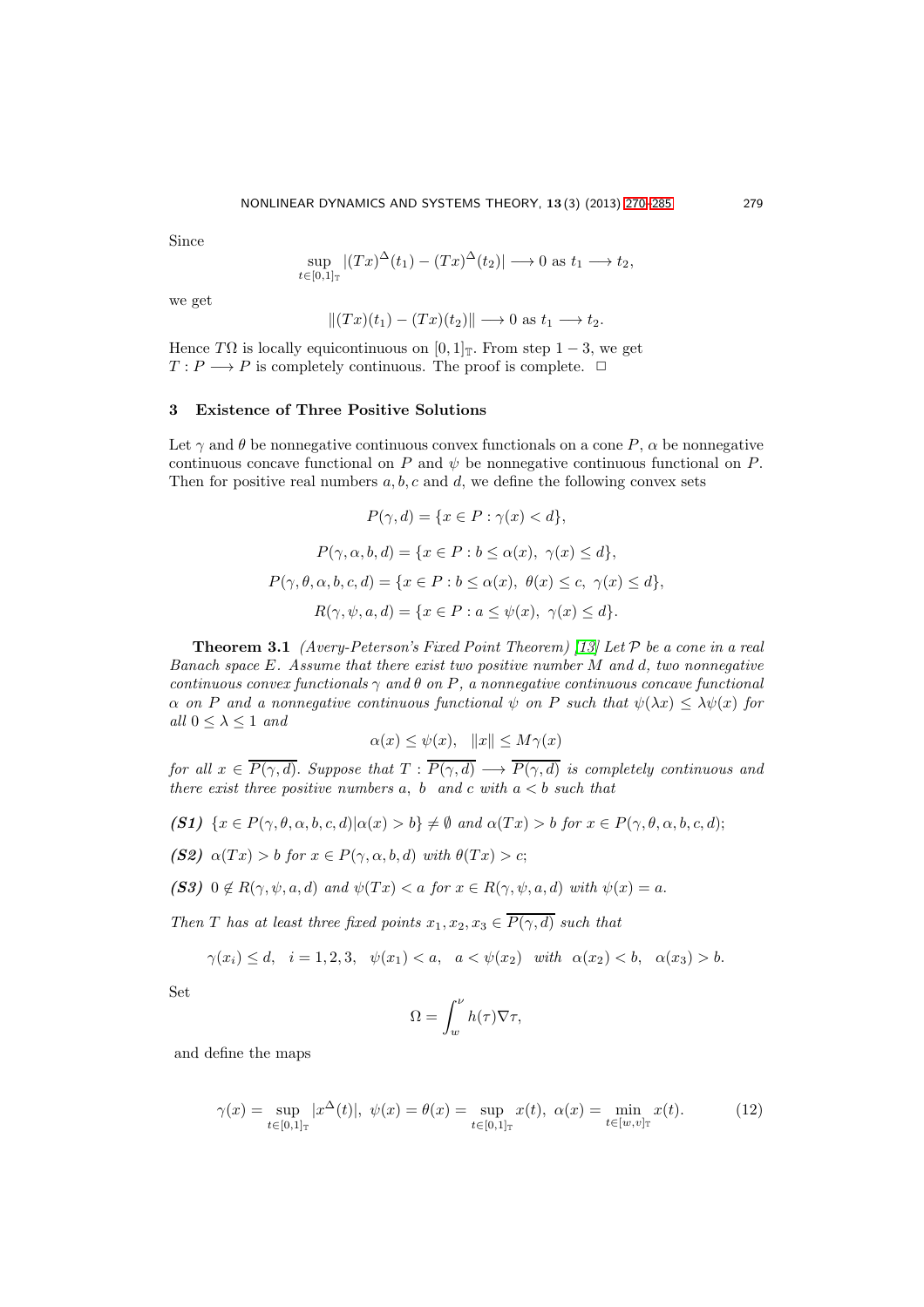Since

$$\sup_{t\in[0,1]_{\mathbb{T}}} |(Tx)^{\Delta}(t_1) - (Tx)^{\Delta}(t_2)| \longrightarrow 0 \text{ as } t_1 \longrightarrow t_2,$$

we get

$$\|(Tx)(t_1) - (Tx)(t_2)\| \longrightarrow 0 \text{ as } t_1 \longrightarrow t_2.$$

Hence $T\Omega$ is locally equicontinuous on $[0,1]_{\mathbb{T}}$. From step $1-3$, we get $T : P \longrightarrow P$ is completely continuous. The proof is complete. □

## 3 Existence of Three Positive Solutions

Let $\gamma$ and $\theta$ be nonnegative continuous convex functionals on a cone $P$, $\alpha$ be nonnegative continuous concave functional on $P$ and $\psi$ be nonnegative continuous functional on $P$. Then for positive real numbers $a, b, c$ and $d$, we define the following convex sets

$$P(\gamma, d) = \{x \in P : \gamma(x) < d\},$$

$$P(\gamma, \alpha, b, d) = \{x \in P : b \leq \alpha(x),\ \gamma(x) \leq d\},$$

$$P(\gamma, \theta, \alpha, b, c, d) = \{x \in P : b \leq \alpha(x),\ \theta(x) \leq c,\ \gamma(x) \leq d\},$$

$$R(\gamma, \psi, a, d) = \{x \in P : a \leq \psi(x),\ \gamma(x) \leq d\}.$$

**Theorem 3.1** *(Avery-Peterson's Fixed Point Theorem) [13] Let $\mathcal{P}$ be a cone in a real Banach space $E$. Assume that there exist two positive number $M$ and $d$, two nonnegative continuous convex functionals $\gamma$ and $\theta$ on $P$, a nonnegative continuous concave functional $\alpha$ on $P$ and a nonnegative continuous functional $\psi$ on $P$ such that $\psi(\lambda x) \leq \lambda\psi(x)$ for all $0 \leq \lambda \leq 1$ and*

$$\alpha(x) \leq \psi(x), \quad \|x\| \leq M\gamma(x)$$

*for all $x \in \overline{P(\gamma, d)}$. Suppose that $T : \overline{P(\gamma, d)} \longrightarrow \overline{P(\gamma, d)}$ is completely continuous and there exist three positive numbers $a$, $b$ and $c$ with $a < b$ such that*

***(S1)*** $\{x \in P(\gamma, \theta, \alpha, b, c, d) | \alpha(x) > b\} \neq \emptyset$ *and* $\alpha(Tx) > b$ *for* $x \in P(\gamma, \theta, \alpha, b, c, d)$;

***(S2)*** $\alpha(Tx) > b$ *for* $x \in P(\gamma, \alpha, b, d)$ *with* $\theta(Tx) > c$;

***(S3)*** $0 \notin R(\gamma, \psi, a, d)$ *and* $\psi(Tx) < a$ *for* $x \in R(\gamma, \psi, a, d)$ *with* $\psi(x) = a$.

*Then $T$ has at least three fixed points $x_1, x_2, x_3 \in \overline{P(\gamma, d)}$ such that*

$$\gamma(x_i) \leq d, \quad i = 1, 2, 3, \quad \psi(x_1) < a, \quad a < \psi(x_2) \quad \text{with} \quad \alpha(x_2) < b, \quad \alpha(x_3) > b.$$

Set

$$\Omega = \int_w^{\nu} h(\tau)\nabla\tau,$$

and define the maps

$$\gamma(x) = \sup_{t\in[0,1]_{\mathbb{T}}} |x^{\Delta}(t)|,\ \psi(x) = \theta(x) = \sup_{t\in[0,1]_{\mathbb{T}}} x(t),\ \alpha(x) = \min_{t\in[w,v]_{\mathbb{T}}} x(t). \tag{12}$$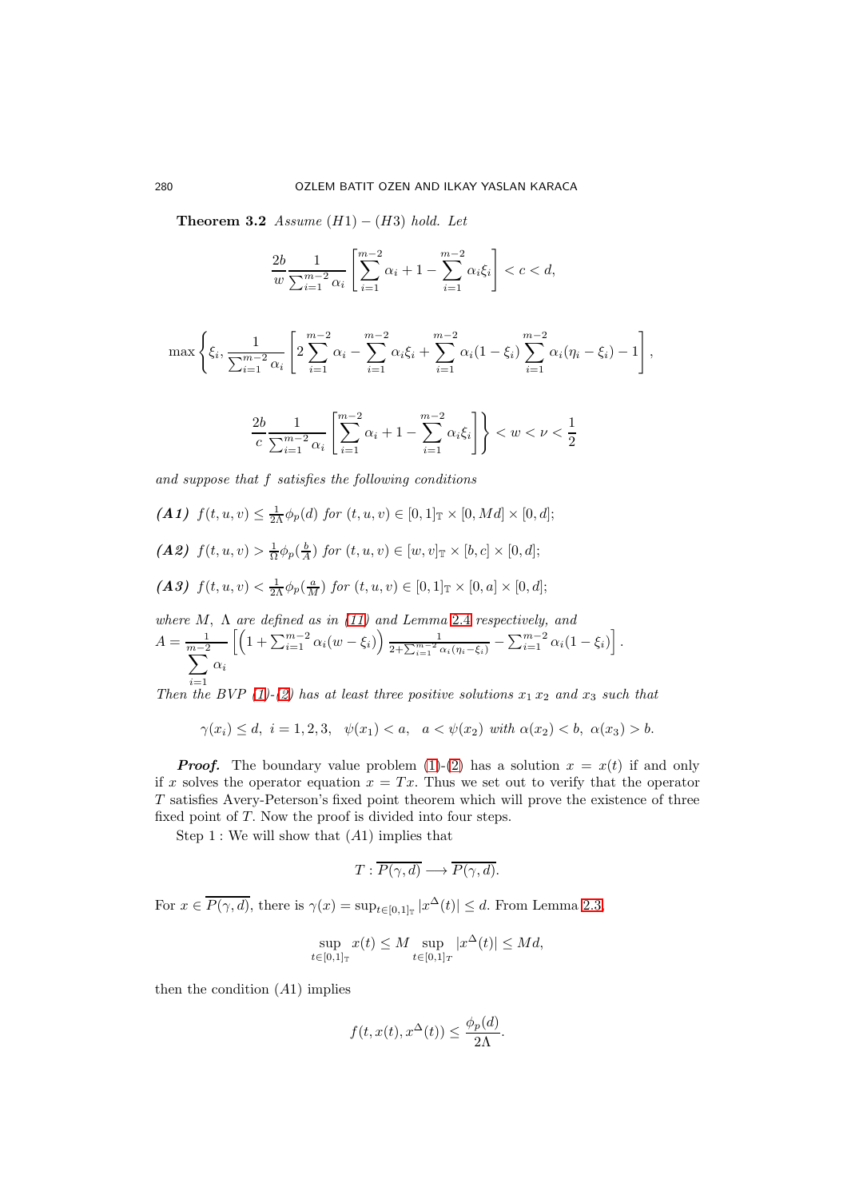**Theorem 3.2** *Assume $(H1)-(H3)$ hold. Let*

$$\frac{2b}{w}\frac{1}{\sum_{i=1}^{m-2}\alpha_i}\left[\sum_{i=1}^{m-2}\alpha_i+1-\sum_{i=1}^{m-2}\alpha_i\xi_i\right]<c<d,$$

$$\max\left\{\xi_i,\frac{1}{\sum_{i=1}^{m-2}\alpha_i}\left[2\sum_{i=1}^{m-2}\alpha_i-\sum_{i=1}^{m-2}\alpha_i\xi_i+\sum_{i=1}^{m-2}\alpha_i(1-\xi_i)\sum_{i=1}^{m-2}\alpha_i(\eta_i-\xi_i)-1\right],\right.$$

$$\left.\frac{2b}{c}\frac{1}{\sum_{i=1}^{m-2}\alpha_i}\left[\sum_{i=1}^{m-2}\alpha_i+1-\sum_{i=1}^{m-2}\alpha_i\xi_i\right]\right\}<w<\nu<\frac{1}{2}$$

*and suppose that $f$ satisfies the following conditions*

***(A1)*** $f(t,u,v)\leq\frac{1}{2\Lambda}\phi_p(d)$ *for* $(t,u,v)\in[0,1]_{\mathbb{T}}\times[0,Md]\times[0,d]$;

***(A2)*** $f(t,u,v)>\frac{1}{\Omega}\phi_p(\frac{b}{A})$ *for* $(t,u,v)\in[w,v]_{\mathbb{T}}\times[b,c]\times[0,d]$;

***(A3)*** $f(t,u,v)<\frac{1}{2\Lambda}\phi_p(\frac{a}{M})$ *for* $(t,u,v)\in[0,1]_{\mathbb{T}}\times[0,a]\times[0,d]$;

*where $M$, $\Lambda$ are defined as in (11) and Lemma 2.4 respectively, and*
$A=\frac{1}{\sum_{i=1}^{m-2}\alpha_i}\left[\left(1+\sum_{i=1}^{m-2}\alpha_i(w-\xi_i)\right)\frac{1}{2+\sum_{i=1}^{m-2}\alpha_i(\eta_i-\xi_i)}-\sum_{i=1}^{m-2}\alpha_i(1-\xi_i)\right].$
*Then the BVP (1)-(2) has at least three positive solutions $x_1$ $x_2$ and $x_3$ such that*

$$\gamma(x_i)\leq d,\ i=1,2,3,\quad \psi(x_1)<a,\quad a<\psi(x_2)\ \text{with}\ \alpha(x_2)<b,\ \alpha(x_3)>b.$$

***Proof.*** The boundary value problem (1)-(2) has a solution $x=x(t)$ if and only if $x$ solves the operator equation $x=Tx$. Thus we set out to verify that the operator $T$ satisfies Avery-Peterson's fixed point theorem which will prove the existence of three fixed point of $T$. Now the proof is divided into four steps.

Step 1 : We will show that $(A1)$ implies that

$$T:\overline{P(\gamma,d)}\longrightarrow\overline{P(\gamma,d)}.$$

For $x\in\overline{P(\gamma,d)}$, there is $\gamma(x)=\sup_{t\in[0,1]_{\mathbb{T}}}|x^{\Delta}(t)|\leq d$. From Lemma 2.3,

$$\sup_{t\in[0,1]_{\mathbb{T}}}x(t)\leq M\sup_{t\in[0,1]_T}|x^{\Delta}(t)|\leq Md,$$

then the condition $(A1)$ implies

$$f(t,x(t),x^{\Delta}(t))\leq\frac{\phi_p(d)}{2\Lambda}.$$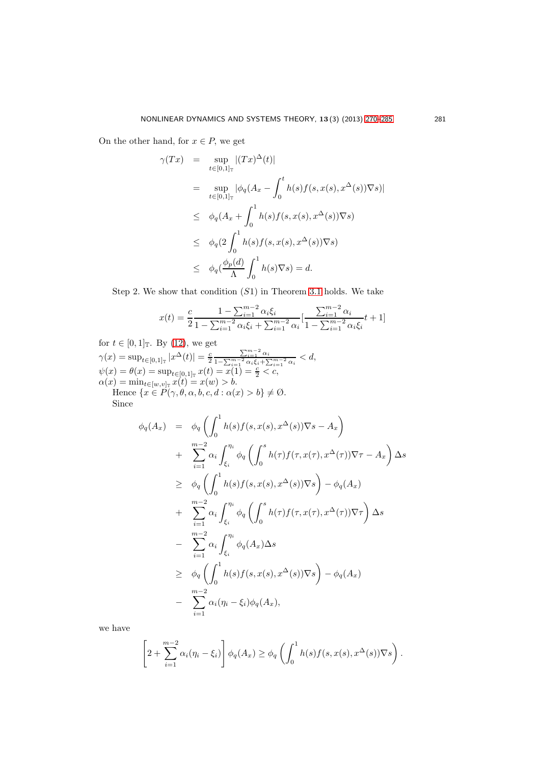On the other hand, for $x \in P$, we get

$$
\begin{aligned}
\gamma(Tx) &= \sup_{t\in[0,1]_{\mathbb{T}}} |(Tx)^{\Delta}(t)| \\
&= \sup_{t\in[0,1]_{\mathbb{T}}} |\phi_q(A_x - \int_0^t h(s)f(s,x(s),x^{\Delta}(s))\nabla s)| \\
&\leq \phi_q(A_x + \int_0^1 h(s)f(s,x(s),x^{\Delta}(s))\nabla s) \\
&\leq \phi_q(2\int_0^1 h(s)f(s,x(s),x^{\Delta}(s))\nabla s) \\
&\leq \phi_q(\frac{\phi_p(d)}{\Lambda}\int_0^1 h(s)\nabla s) = d.
\end{aligned}
$$

Step 2. We show that condition $(S1)$ in Theorem 3.1 holds. We take

$$
x(t) = \frac{c}{2}\frac{1-\sum_{i=1}^{m-2}\alpha_i\xi_i}{1-\sum_{i=1}^{m-2}\alpha_i\xi_i+\sum_{i=1}^{m-2}\alpha_i}[\frac{\sum_{i=1}^{m-2}\alpha_i}{1-\sum_{i=1}^{m-2}\alpha_i\xi_i}t+1]
$$

for $t \in [0,1]_{\mathbb{T}}$. By (12), we get

$\gamma(x) = \sup_{t\in[0,1]_{\mathbb{T}}} |x^{\Delta}(t)| = \frac{c}{2}\frac{\sum_{i=1}^{m-2}\alpha_i}{1-\sum_{i=1}^{m-2}\alpha_i\xi_i+\sum_{i=1}^{m-2}\alpha_i} < d,$

$\psi(x) = \theta(x) = \sup_{t\in[0,1]_{\mathbb{T}}} x(t) = x(1) = \frac{c}{2} < c,$

$\alpha(x) = \min_{t\in[w,v]_{\mathbb{T}}} x(t) = x(w) > b.$

Hence $\{x \in P(\gamma,\theta,\alpha,b,c,d : \alpha(x) > b\} \neq \emptyset$.

Since

$$
\begin{aligned}
\phi_q(A_x) &= \phi_q\left(\int_0^1 h(s)f(s,x(s),x^{\Delta}(s))\nabla s - A_x\right) \\
&+ \sum_{i=1}^{m-2}\alpha_i\int_{\xi_i}^{\eta_i}\phi_q\left(\int_0^s h(\tau)f(\tau,x(\tau),x^{\Delta}(\tau))\nabla\tau - A_x\right)\Delta s \\
&\geq \phi_q\left(\int_0^1 h(s)f(s,x(s),x^{\Delta}(s))\nabla s\right) - \phi_q(A_x) \\
&+ \sum_{i=1}^{m-2}\alpha_i\int_{\xi_i}^{\eta_i}\phi_q\left(\int_0^s h(\tau)f(\tau,x(\tau),x^{\Delta}(\tau))\nabla\tau\right)\Delta s \\
&- \sum_{i=1}^{m-2}\alpha_i\int_{\xi_i}^{\eta_i}\phi_q(A_x)\Delta s \\
&\geq \phi_q\left(\int_0^1 h(s)f(s,x(s),x^{\Delta}(s))\nabla s\right) - \phi_q(A_x) \\
&- \sum_{i=1}^{m-2}\alpha_i(\eta_i-\xi_i)\phi_q(A_x),
\end{aligned}
$$

we have

$$
\left[2+\sum_{i=1}^{m-2}\alpha_i(\eta_i-\xi_i)\right]\phi_q(A_x) \geq \phi_q\left(\int_0^1 h(s)f(s,x(s),x^{\Delta}(s))\nabla s\right).
$$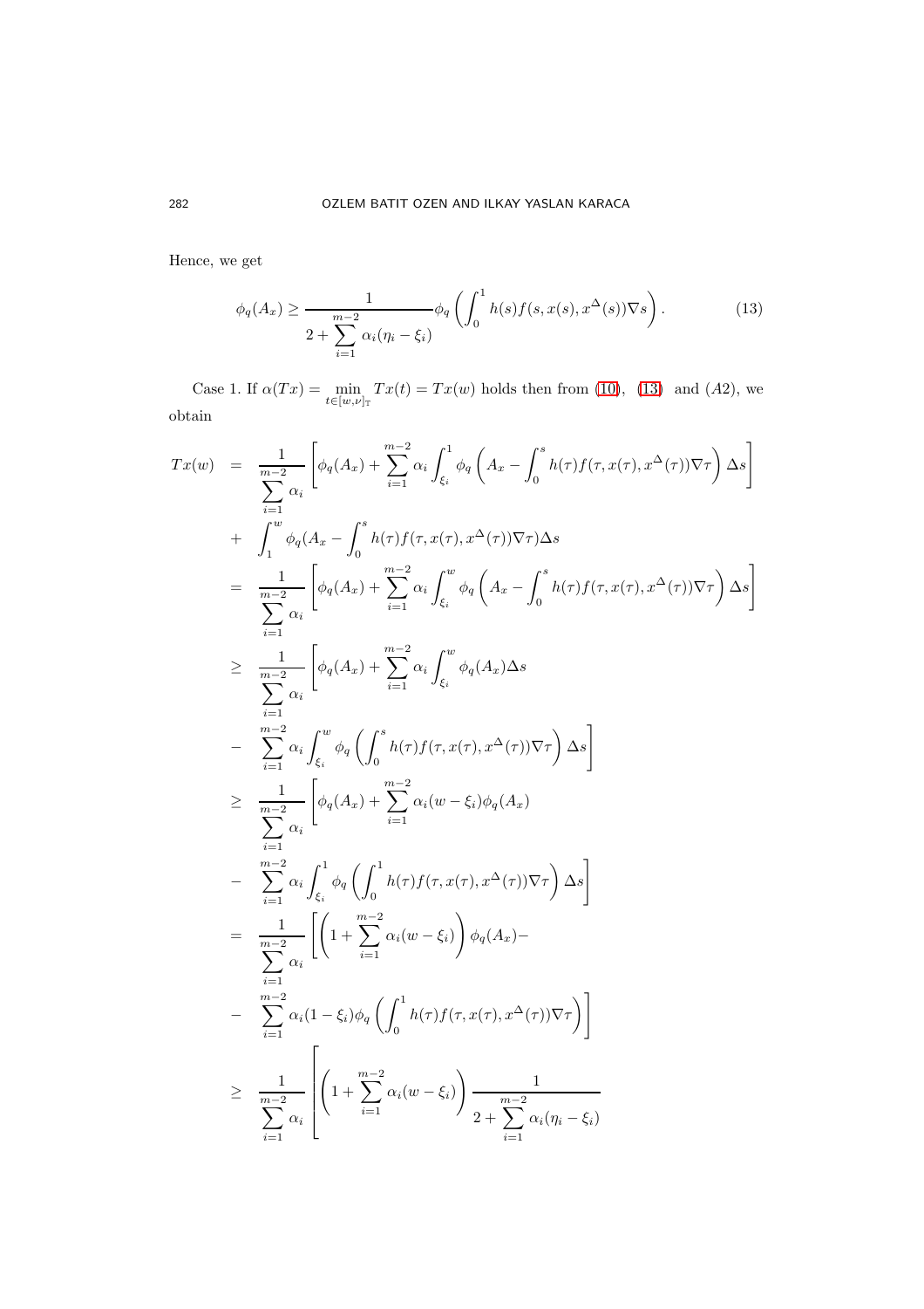Hence, we get

$$\phi_q(A_x) \geq \frac{1}{2 + \sum_{i=1}^{m-2} \alpha_i(\eta_i - \xi_i)} \phi_q\left(\int_0^1 h(s) f(s, x(s), x^{\Delta}(s)) \nabla s\right). \tag{13}$$

Case 1. If $\alpha(Tx) = \min_{t \in [w,\nu]_{\mathbb{T}}} Tx(t) = Tx(w)$ holds then from (10), (13) and $(A2)$, we obtain

$$\begin{aligned}
Tx(w) &= \frac{1}{\sum_{i=1}^{m-2} \alpha_i} \left[\phi_q(A_x) + \sum_{i=1}^{m-2} \alpha_i \int_{\xi_i}^{1} \phi_q\left(A_x - \int_0^s h(\tau) f(\tau, x(\tau), x^{\Delta}(\tau)) \nabla \tau\right) \Delta s\right] \\
&+ \int_1^w \phi_q(A_x - \int_0^s h(\tau) f(\tau, x(\tau), x^{\Delta}(\tau)) \nabla \tau) \Delta s \\
&= \frac{1}{\sum_{i=1}^{m-2} \alpha_i} \left[\phi_q(A_x) + \sum_{i=1}^{m-2} \alpha_i \int_{\xi_i}^{w} \phi_q\left(A_x - \int_0^s h(\tau) f(\tau, x(\tau), x^{\Delta}(\tau)) \nabla \tau\right) \Delta s\right] \\
&\geq \frac{1}{\sum_{i=1}^{m-2} \alpha_i} \left[\phi_q(A_x) + \sum_{i=1}^{m-2} \alpha_i \int_{\xi_i}^{w} \phi_q(A_x) \Delta s\right. \\
&- \left.\sum_{i=1}^{m-2} \alpha_i \int_{\xi_i}^{w} \phi_q\left(\int_0^s h(\tau) f(\tau, x(\tau), x^{\Delta}(\tau)) \nabla \tau\right) \Delta s\right] \\
&\geq \frac{1}{\sum_{i=1}^{m-2} \alpha_i} \left[\phi_q(A_x) + \sum_{i=1}^{m-2} \alpha_i (w - \xi_i) \phi_q(A_x)\right. \\
&- \left.\sum_{i=1}^{m-2} \alpha_i \int_{\xi_i}^{1} \phi_q\left(\int_0^1 h(\tau) f(\tau, x(\tau), x^{\Delta}(\tau)) \nabla \tau\right) \Delta s\right] \\
&= \frac{1}{\sum_{i=1}^{m-2} \alpha_i} \left[\left(1 + \sum_{i=1}^{m-2} \alpha_i (w - \xi_i)\right) \phi_q(A_x) - \right. \\
&- \left.\sum_{i=1}^{m-2} \alpha_i (1 - \xi_i) \phi_q\left(\int_0^1 h(\tau) f(\tau, x(\tau), x^{\Delta}(\tau)) \nabla \tau\right)\right] \\
&\geq \frac{1}{\sum_{i=1}^{m-2} \alpha_i} \left[\left(1 + \sum_{i=1}^{m-2} \alpha_i (w - \xi_i)\right) \frac{1}{2 + \sum_{i=1}^{m-2} \alpha_i (\eta_i - \xi_i)}\right.
\end{aligned}$$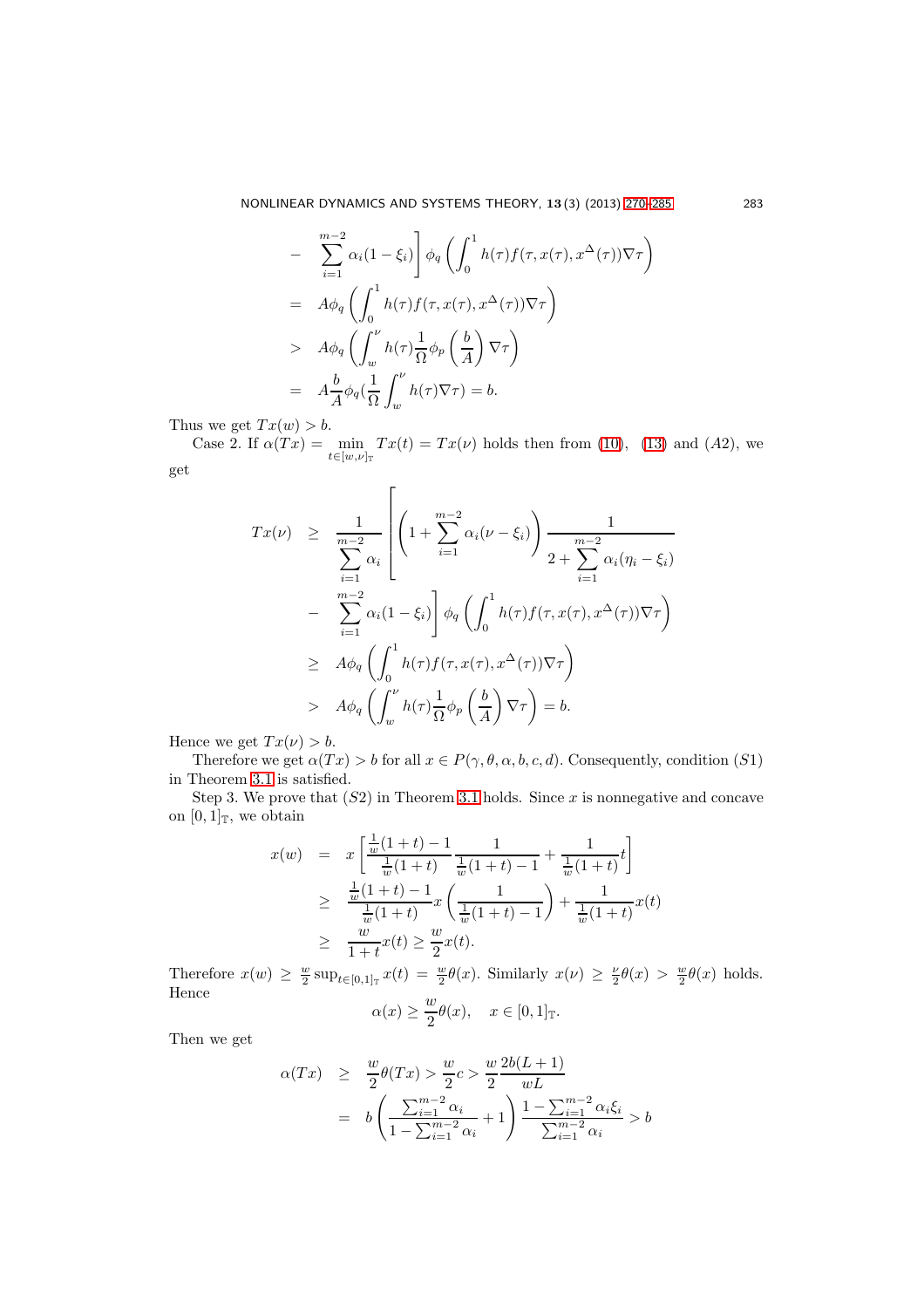$$
\begin{aligned}
&- \left.\sum_{i=1}^{m-2} \alpha_i (1-\xi_i)\right] \phi_q \left( \int_0^1 h(\tau) f(\tau, x(\tau), x^{\Delta}(\tau)) \nabla \tau \right) \\
&= A \phi_q \left( \int_0^1 h(\tau) f(\tau, x(\tau), x^{\Delta}(\tau)) \nabla \tau \right) \\
&> A \phi_q \left( \int_w^\nu h(\tau) \frac{1}{\Omega} \phi_p \left( \frac{b}{A} \right) \nabla \tau \right) \\
&= A \frac{b}{A} \phi_q \left( \frac{1}{\Omega} \int_w^\nu h(\tau) \nabla \tau \right) = b.
\end{aligned}
$$

Thus we get $Tx(w) > b$.

Case 2. If $\alpha(Tx) = \min_{t \in [w,\nu]_{\mathbb{T}}} Tx(t) = Tx(\nu)$ holds then from (10), (13) and $(A2)$, we get

$$
\begin{aligned}
Tx(\nu) &\geq \frac{1}{\sum_{i=1}^{m-2} \alpha_i} \left[ \left( 1 + \sum_{i=1}^{m-2} \alpha_i (\nu - \xi_i) \right) \frac{1}{2 + \sum_{i=1}^{m-2} \alpha_i (\eta_i - \xi_i)} \right. \\
&\quad - \left. \sum_{i=1}^{m-2} \alpha_i (1-\xi_i) \right] \phi_q \left( \int_0^1 h(\tau) f(\tau, x(\tau), x^{\Delta}(\tau)) \nabla \tau \right) \\
&\geq A \phi_q \left( \int_0^1 h(\tau) f(\tau, x(\tau), x^{\Delta}(\tau)) \nabla \tau \right) \\
&> A \phi_q \left( \int_w^\nu h(\tau) \frac{1}{\Omega} \phi_p \left( \frac{b}{A} \right) \nabla \tau \right) = b.
\end{aligned}
$$

Hence we get $Tx(\nu) > b$.

Therefore we get $\alpha(Tx) > b$ for all $x \in P(\gamma, \theta, \alpha, b, c, d)$. Consequently, condition $(S1)$ in Theorem 3.1 is satisfied.

Step 3. We prove that $(S2)$ in Theorem 3.1 holds. Since $x$ is nonnegative and concave on $[0,1]_{\mathbb{T}}$, we obtain

$$
\begin{aligned}
x(w) &= x \left[ \frac{\frac{1}{w}(1+t) - 1}{\frac{1}{w}(1+t)} \frac{1}{\frac{1}{w}(1+t) - 1} + \frac{1}{\frac{1}{w}(1+t)} t \right] \\
&\geq \frac{\frac{1}{w}(1+t) - 1}{\frac{1}{w}(1+t)} x \left( \frac{1}{\frac{1}{w}(1+t) - 1} \right) + \frac{1}{\frac{1}{w}(1+t)} x(t) \\
&\geq \frac{w}{1+t} x(t) \geq \frac{w}{2} x(t).
\end{aligned}
$$

Therefore $x(w) \geq \frac{w}{2} \sup_{t \in [0,1]_{\mathbb{T}}} x(t) = \frac{w}{2} \theta(x)$. Similarly $x(\nu) \geq \frac{\nu}{2} \theta(x) > \frac{w}{2} \theta(x)$ holds. Hence

$$
\alpha(x) \geq \frac{w}{2} \theta(x), \quad x \in [0,1]_{\mathbb{T}}.
$$

Then we get

$$
\begin{aligned}
\alpha(Tx) &\geq \frac{w}{2} \theta(Tx) > \frac{w}{2} c > \frac{w}{2} \frac{2b(L+1)}{wL} \\
&= b \left( \frac{\sum_{i=1}^{m-2} \alpha_i}{1 - \sum_{i=1}^{m-2} \alpha_i} + 1 \right) \frac{1 - \sum_{i=1}^{m-2} \alpha_i \xi_i}{\sum_{i=1}^{m-2} \alpha_i} > b
\end{aligned}
$$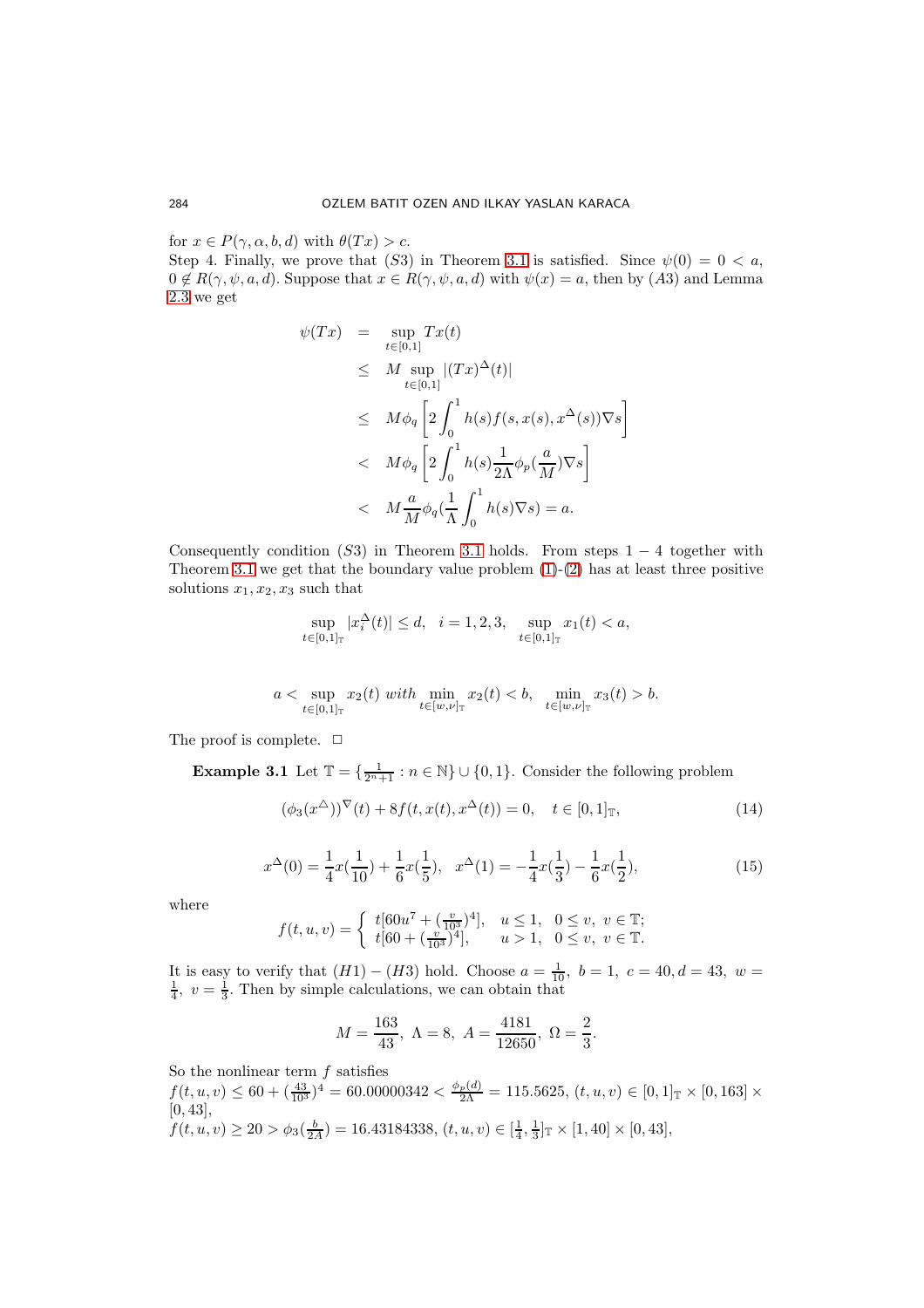for $x \in P(\gamma, \alpha, b, d)$ with $\theta(Tx) > c$.

Step 4. Finally, we prove that $(S3)$ in Theorem 3.1 is satisfied. Since $\psi(0) = 0 < a$, $0 \notin R(\gamma, \psi, a, d)$. Suppose that $x \in R(\gamma, \psi, a, d)$ with $\psi(x) = a$, then by $(A3)$ and Lemma 2.3 we get

$$
\begin{aligned}
\psi(Tx) &= \sup_{t\in[0,1]} Tx(t) \\
&\leq M \sup_{t\in[0,1]} |(Tx)^{\Delta}(t)| \\
&\leq M\phi_q\left[2\int_0^1 h(s) f(s, x(s), x^{\Delta}(s))\nabla s\right] \\
&< M\phi_q\left[2\int_0^1 h(s)\frac{1}{2\Lambda}\phi_p(\frac{a}{M})\nabla s\right] \\
&< M\frac{a}{M}\phi_q(\frac{1}{\Lambda}\int_0^1 h(s)\nabla s) = a.
\end{aligned}
$$

Consequently condition $(S3)$ in Theorem 3.1 holds. From steps $1-4$ together with Theorem 3.1 we get that the boundary value problem (1)-(2) has at least three positive solutions $x_1, x_2, x_3$ such that

$$
\sup_{t\in[0,1]_{\mathbb{T}}} |x_i^{\Delta}(t)| \leq d, \quad i = 1, 2, 3, \quad \sup_{t\in[0,1]_{\mathbb{T}}} x_1(t) < a,
$$

$$
a < \sup_{t\in[0,1]_{\mathbb{T}}} x_2(t) \textit{ with } \min_{t\in[w,\nu]_{\mathbb{T}}} x_2(t) < b, \quad \min_{t\in[w,\nu]_{\mathbb{T}}} x_3(t) > b.
$$

The proof is complete. $\square$

**Example 3.1** Let $\mathbb{T} = \{\frac{1}{2^n+1} : n \in \mathbb{N}\} \cup \{0, 1\}$. Consider the following problem

$$
(\phi_3(x^{\Delta}))^{\nabla}(t) + 8f(t, x(t), x^{\Delta}(t)) = 0, \quad t \in [0,1]_{\mathbb{T}}, \tag{14}
$$

$$
x^{\Delta}(0) = \frac{1}{4}x(\frac{1}{10}) + \frac{1}{6}x(\frac{1}{5}), \quad x^{\Delta}(1) = -\frac{1}{4}x(\frac{1}{3}) - \frac{1}{6}x(\frac{1}{2}), \tag{15}
$$

where

$$
f(t, u, v) = \begin{cases} t[60u^7 + (\frac{v}{10^3})^4], & u \leq 1, \quad 0 \leq v, \ v \in \mathbb{T}; \\ t[60 + (\frac{v}{10^3})^4], & u > 1, \quad 0 \leq v, \ v \in \mathbb{T}. \end{cases}
$$

It is easy to verify that $(H1)-(H3)$ hold. Choose $a = \frac{1}{10}$, $b = 1$, $c = 40, d = 43$, $w = \frac{1}{4}$, $v = \frac{1}{3}$. Then by simple calculations, we can obtain that

$$
M = \frac{163}{43}, \ \Lambda = 8, \ A = \frac{4181}{12650}, \ \Omega = \frac{2}{3}.
$$

So the nonlinear term $f$ satisfies

$f(t, u, v) \leq 60 + (\frac{43}{10^3})^4 = 60.00000342 < \frac{\phi_p(d)}{2\Lambda} = 115.5625$, $(t, u, v) \in [0,1]_{\mathbb{T}} \times [0, 163] \times [0, 43]$,

$f(t, u, v) \geq 20 > \phi_3(\frac{b}{2A}) = 16.43184338$, $(t, u, v) \in [\frac{1}{4}, \frac{1}{3}]_{\mathbb{T}} \times [1, 40] \times [0, 43]$,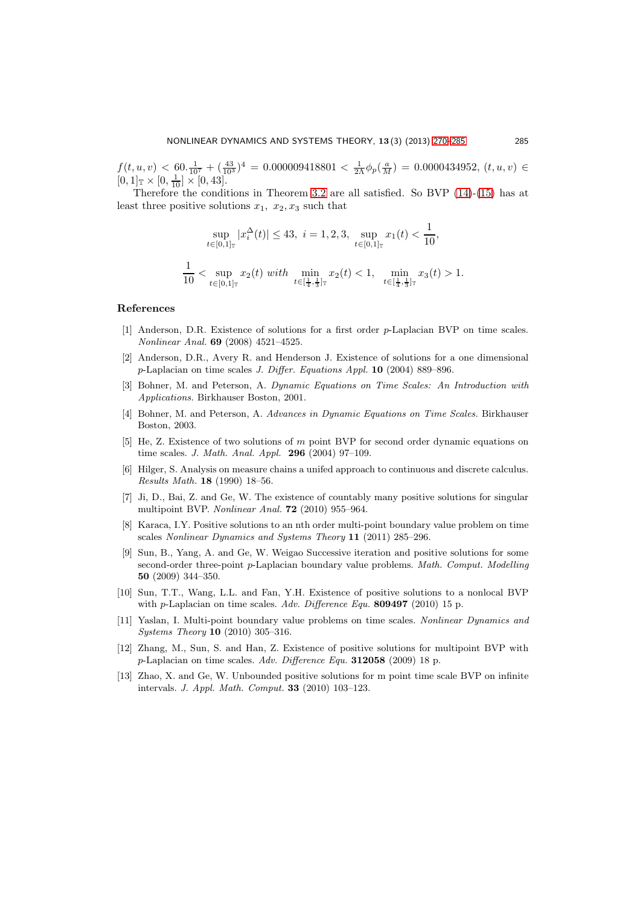$f(t,u,v) < 60.\frac{1}{10^7} + (\frac{43}{10^3})^4 = 0.000009418801 < \frac{1}{2\Lambda}\phi_p(\frac{a}{M}) = 0.0000434952$, $(t,u,v) \in [0,1]_{\mathbb{T}} \times [0,\frac{1}{10}] \times [0,43]$.

Therefore the conditions in Theorem 3.2 are all satisfied. So BVP (14)-(15) has at least three positive solutions $x_1,\ x_2, x_3$ such that

$$\sup_{t\in[0,1]_{\mathbb{T}}} |x_i^{\Delta}(t)| \leq 43,\ i = 1,2,3,\ \sup_{t\in[0,1]_{\mathbb{T}}} x_1(t) < \frac{1}{10},$$

$$\frac{1}{10} < \sup_{t\in[0,1]_{\mathbb{T}}} x_2(t)\ with\ \min_{t\in[\frac{1}{4},\frac{1}{3}]_{\mathbb{T}}} x_2(t) < 1, \quad \min_{t\in[\frac{1}{4},\frac{1}{3}]_{\mathbb{T}}} x_3(t) > 1.$$

## References

[1] Anderson, D.R. Existence of solutions for a first order $p$-Laplacian BVP on time scales. *Nonlinear Anal.* **69** (2008) 4521–4525.

[2] Anderson, D.R., Avery R. and Henderson J. Existence of solutions for a one dimensional $p$-Laplacian on time scales *J. Differ. Equations Appl.* **10** (2004) 889–896.

[3] Bohner, M. and Peterson, A. *Dynamic Equations on Time Scales: An Introduction with Applications.* Birkhauser Boston, 2001.

[4] Bohner, M. and Peterson, A. *Advances in Dynamic Equations on Time Scales.* Birkhauser Boston, 2003.

[5] He, Z. Existence of two solutions of $m$ point BVP for second order dynamic equations on time scales. *J. Math. Anal. Appl.* **296** (2004) 97–109.

[6] Hilger, S. Analysis on measure chains a unifed approach to continuous and discrete calculus. *Results Math.* **18** (1990) 18–56.

[7] Ji, D., Bai, Z. and Ge, W. The existence of countably many positive solutions for singular multipoint BVP. *Nonlinear Anal.* **72** (2010) 955–964.

[8] Karaca, I.Y. Positive solutions to an nth order multi-point boundary value problem on time scales *Nonlinear Dynamics and Systems Theory* **11** (2011) 285–296.

[9] Sun, B., Yang, A. and Ge, W. Weigao Successive iteration and positive solutions for some second-order three-point $p$-Laplacian boundary value problems. *Math. Comput. Modelling* **50** (2009) 344–350.

[10] Sun, T.T., Wang, L.L. and Fan, Y.H. Existence of positive solutions to a nonlocal BVP with $p$-Laplacian on time scales. *Adv. Difference Equ.* **809497** (2010) 15 p.

[11] Yaslan, I. Multi-point boundary value problems on time scales. *Nonlinear Dynamics and Systems Theory* **10** (2010) 305–316.

[12] Zhang, M., Sun, S. and Han, Z. Existence of positive solutions for multipoint BVP with $p$-Laplacian on time scales. *Adv. Difference Equ.* **312058** (2009) 18 p.

[13] Zhao, X. and Ge, W. Unbounded positive solutions for m point time scale BVP on infinite intervals. *J. Appl. Math. Comput.* **33** (2010) 103–123.